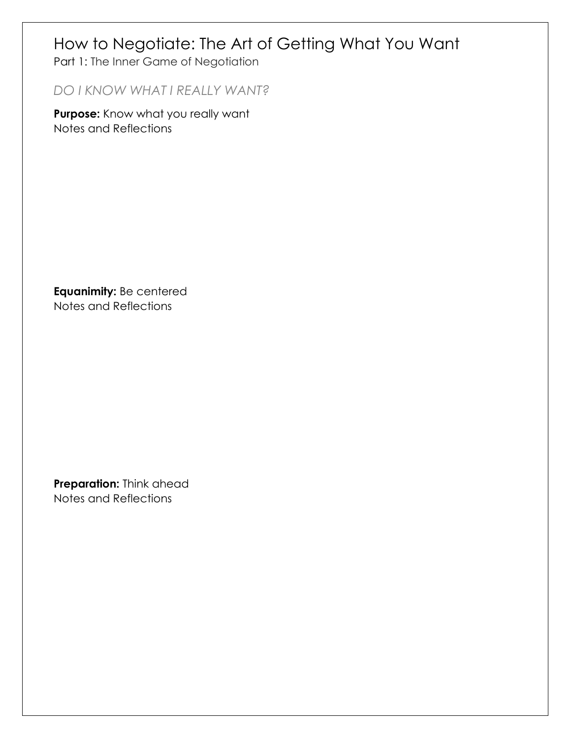# How to Negotiate: The Art of Getting What You Want

Part 1: The Inner Game of Negotiation

## *DO I KNOW WHAT I REALLY WANT?*

**Purpose:** Know what you really want
Notes and Reflections

**Equanimity:** Be centered
Notes and Reflections

**Preparation:** Think ahead
Notes and Reflections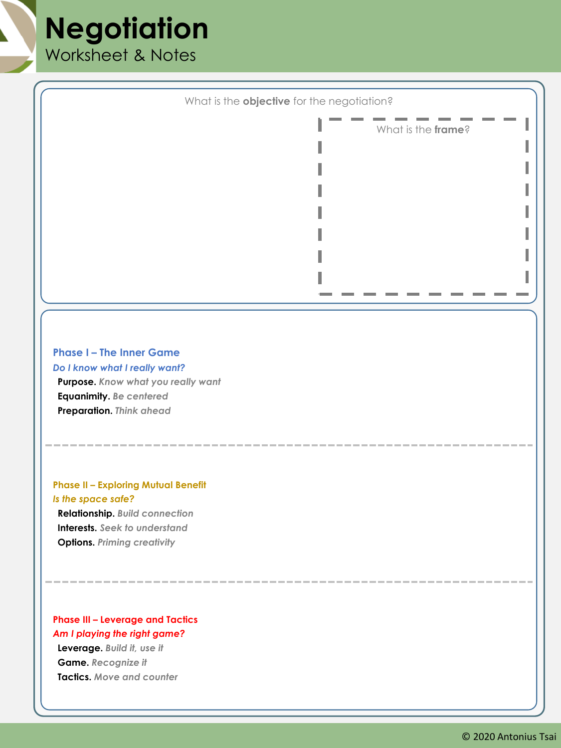# Negotiation

Worksheet & Notes

What is the **objective** for the negotiation?

What is the **frame**?

### Phase I – The Inner Game

*Do I know what I really want?*

- **Purpose.** *Know what you really want*
- **Equanimity.** *Be centered*
- **Preparation.** *Think ahead*

---

### Phase II – Exploring Mutual Benefit

*Is the space safe?*

- **Relationship.** *Build connection*
- **Interests.** *Seek to understand*
- **Options.** *Priming creativity*

---

### Phase III – Leverage and Tactics

*Am I playing the right game?*

- **Leverage.** *Build it, use it*
- **Game.** *Recognize it*
- **Tactics.** *Move and counter*

© 2020 Antonius Tsai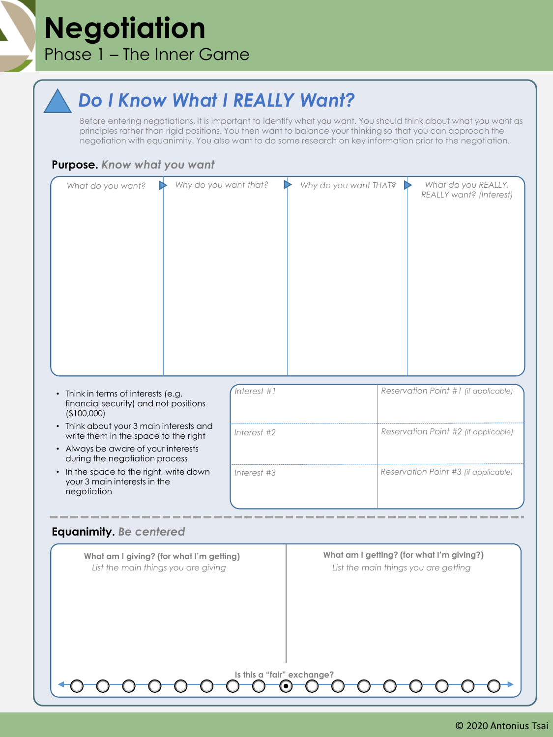# Negotiation

Phase 1 – The Inner Game

## Do I Know What I REALLY Want?

Before entering negotiations, it is important to identify what you want. You should think about what you want as principles rather than rigid positions. You then want to balance your thinking so that you can approach the negotiation with equanimity. You also want to do some research on key information prior to the negotiation.

### Purpose. *Know what you want*

| *What do you want?* | *Why do you want that?* | *Why do you want THAT?* | *What do you REALLY, REALLY want? (Interest)* |
|---|---|---|---|
| | | | |

- Think in terms of interests (e.g. financial security) and not positions ($100,000)
- Think about your 3 main interests and write them in the space to the right
- Always be aware of your interests during the negotiation process
- In the space to the right, write down your 3 main interests in the negotiation

| *Interest #1* | *Reservation Point #1 (if applicable)* |
|---|---|
| *Interest #2* | *Reservation Point #2 (if applicable)* |
| *Interest #3* | *Reservation Point #3 (if applicable)* |

### Equanimity. *Be centered*

| **What am I giving? (for what I'm getting)** *List the main things you are giving* | **What am I getting? (for what I'm giving?)** *List the main things you are getting* |
|---|---|
| | |

**Is this a "fair" exchange?**

○ ○ ○ ○ ○ ○ ○ ○ ◉ ○ ○ ○ ○ ○ ○ ○ ○

© 2020 Antonius Tsai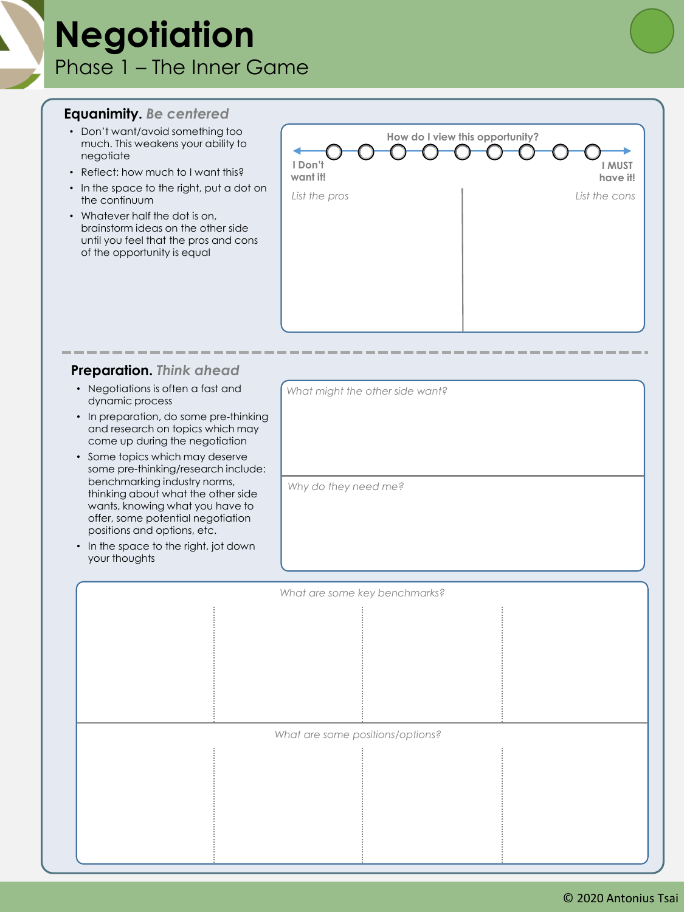# Negotiation

## Phase 1 – The Inner Game

### Equanimity. *Be centered*

- Don't want/avoid something too much. This weakens your ability to negotiate
- Reflect: how much to I want this?
- In the space to the right, put a dot on the continuum
- Whatever half the dot is on, brainstorm ideas on the other side until you feel that the pros and cons of the opportunity is equal

**How do I view this opportunity?**

**I Don't want it!** ○ ○ ○ ○ ○ ○ ○ ○ ○ **I MUST have it!**

| *List the pros* | *List the cons* |
| --- | --- |
| | |

---

### Preparation. *Think ahead*

- Negotiations is often a fast and dynamic process
- In preparation, do some pre-thinking and research on topics which may come up during the negotiation
- Some topics which may deserve some pre-thinking/research include: benchmarking industry norms, thinking about what the other side wants, knowing what you have to offer, some potential negotiation positions and options, etc.
- In the space to the right, jot down your thoughts

*What might the other side want?*

*Why do they need me?*

*What are some key benchmarks?*

| | | | |
| --- | --- | --- | --- |
| | | | |

*What are some positions/options?*

| | | | |
| --- | --- | --- | --- |
| | | | |

© 2020 Antonius Tsai